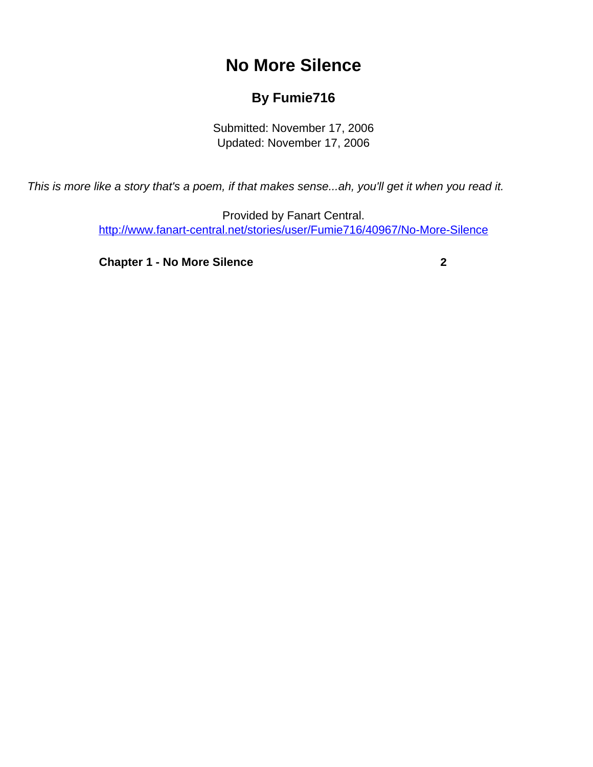# No More Silence

## By Fumie716

Submitted: November 17, 2006
Updated: November 17, 2006

*This is more like a story that's a poem, if that makes sense...ah, you'll get it when you read it.*

Provided by Fanart Central.
http://www.fanart-central.net/stories/user/Fumie716/40967/No-More-Silence

| | |
|---|---|
| **Chapter 1 - No More Silence** | **2** |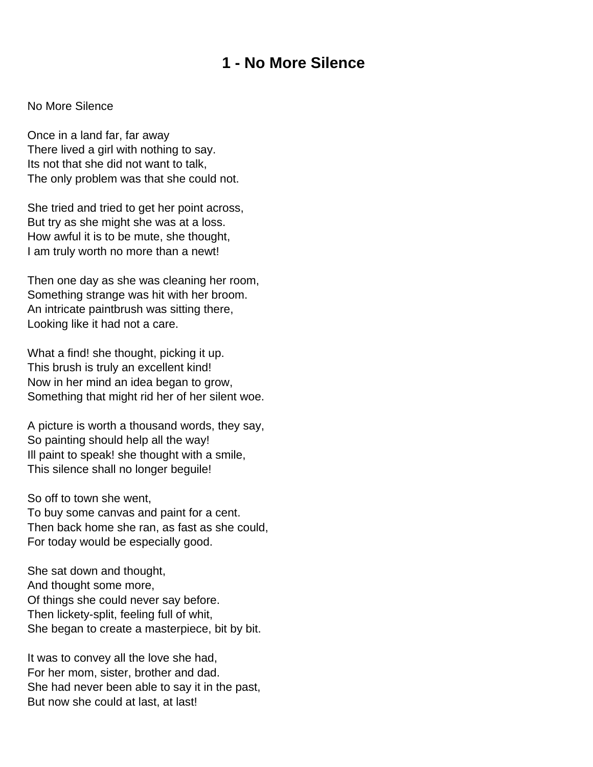# 1 - No More Silence

No More Silence

Once in a land far, far away
There lived a girl with nothing to say.
Its not that she did not want to talk,
The only problem was that she could not.

She tried and tried to get her point across,
But try as she might she was at a loss.
How awful it is to be mute, she thought,
I am truly worth no more than a newt!

Then one day as she was cleaning her room,
Something strange was hit with her broom.
An intricate paintbrush was sitting there,
Looking like it had not a care.

What a find! she thought, picking it up.
This brush is truly an excellent kind!
Now in her mind an idea began to grow,
Something that might rid her of her silent woe.

A picture is worth a thousand words, they say,
So painting should help all the way!
Ill paint to speak! she thought with a smile,
This silence shall no longer beguile!

So off to town she went,
To buy some canvas and paint for a cent.
Then back home she ran, as fast as she could,
For today would be especially good.

She sat down and thought,
And thought some more,
Of things she could never say before.
Then lickety-split, feeling full of whit,
She began to create a masterpiece, bit by bit.

It was to convey all the love she had,
For her mom, sister, brother and dad.
She had never been able to say it in the past,
But now she could at last, at last!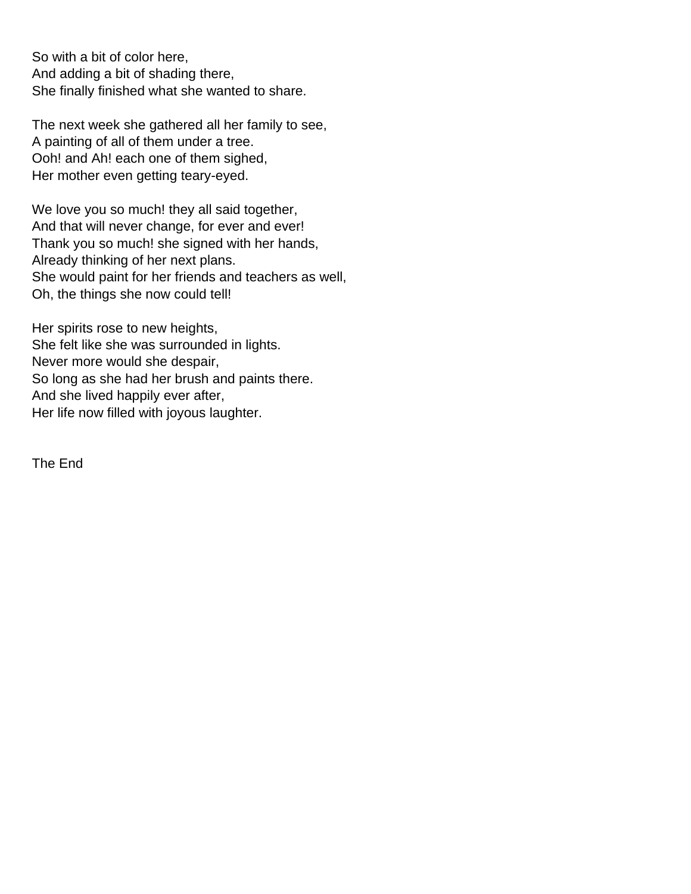So with a bit of color here,
And adding a bit of shading there,
She finally finished what she wanted to share.

The next week she gathered all her family to see,
A painting of all of them under a tree.
Ooh! and Ah! each one of them sighed,
Her mother even getting teary-eyed.

We love you so much! they all said together,
And that will never change, for ever and ever!
Thank you so much! she signed with her hands,
Already thinking of her next plans.
She would paint for her friends and teachers as well,
Oh, the things she now could tell!

Her spirits rose to new heights,
She felt like she was surrounded in lights.
Never more would she despair,
So long as she had her brush and paints there.
And she lived happily ever after,
Her life now filled with joyous laughter.

The End